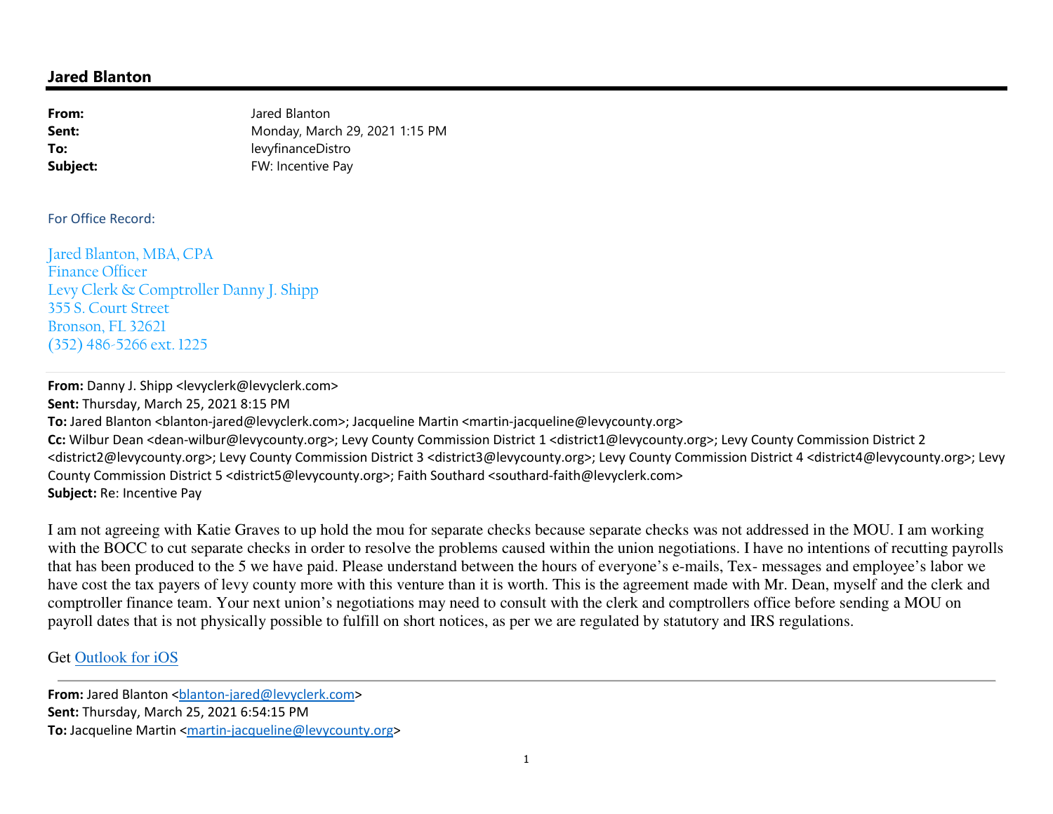## Jared Blanton

**From:** Jared Blanton
**Sent:** Monday, March 29, 2021 1:15 PM
**To:** levyfinanceDistro
**Subject:** FW: Incentive Pay

For Office Record:

Jared Blanton, MBA, CPA
Finance Officer
Levy Clerk & Comptroller Danny J. Shipp
355 S. Court Street
Bronson, FL 32621
(352) 486-5266 ext. 1225

---

**From:** Danny J. Shipp <levyclerk@levyclerk.com>
**Sent:** Thursday, March 25, 2021 8:15 PM
**To:** Jared Blanton <blanton-jared@levyclerk.com>; Jacqueline Martin <martin-jacqueline@levycounty.org>
**Cc:** Wilbur Dean <dean-wilbur@levycounty.org>; Levy County Commission District 1 <district1@levycounty.org>; Levy County Commission District 2 <district2@levycounty.org>; Levy County Commission District 3 <district3@levycounty.org>; Levy County Commission District 4 <district4@levycounty.org>; Levy County Commission District 5 <district5@levycounty.org>; Faith Southard <southard-faith@levyclerk.com>
**Subject:** Re: Incentive Pay

I am not agreeing with Katie Graves to up hold the mou for separate checks because separate checks was not addressed in the MOU. I am working with the BOCC to cut separate checks in order to resolve the problems caused within the union negotiations. I have no intentions of recutting payrolls that has been produced to the 5 we have paid. Please understand between the hours of everyone's e-mails, Tex- messages and employee's labor we have cost the tax payers of levy county more with this venture than it is worth. This is the agreement made with Mr. Dean, myself and the clerk and comptroller finance team. Your next union's negotiations may need to consult with the clerk and comptrollers office before sending a MOU on payroll dates that is not physically possible to fulfill on short notices, as per we are regulated by statutory and IRS regulations.

Get Outlook for iOS

---

**From:** Jared Blanton <blanton-jared@levyclerk.com>
**Sent:** Thursday, March 25, 2021 6:54:15 PM
**To:** Jacqueline Martin <martin-jacqueline@levycounty.org>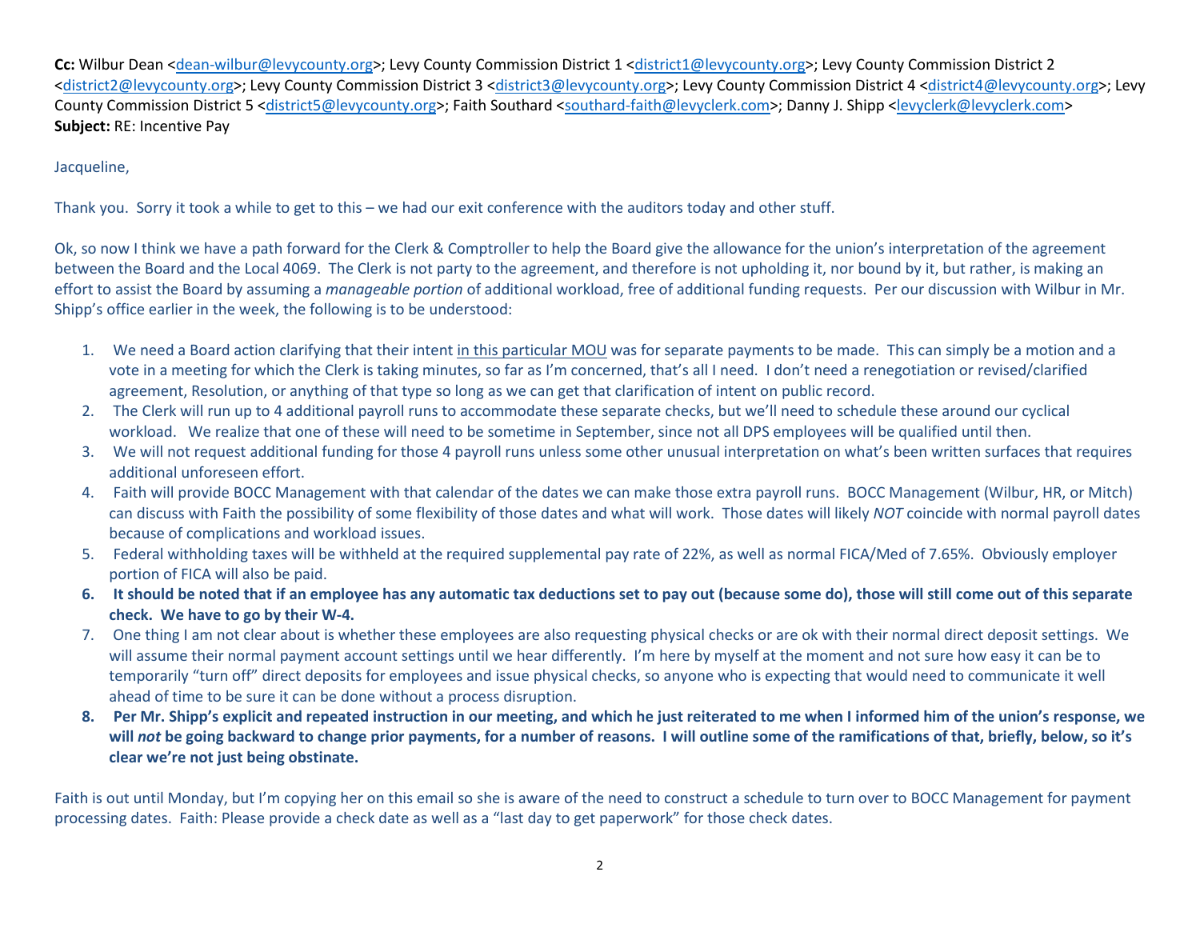**Cc:** Wilbur Dean <dean-wilbur@levycounty.org>; Levy County Commission District 1 <district1@levycounty.org>; Levy County Commission District 2 <district2@levycounty.org>; Levy County Commission District 3 <district3@levycounty.org>; Levy County Commission District 4 <district4@levycounty.org>; Levy County Commission District 5 <district5@levycounty.org>; Faith Southard <southard-faith@levyclerk.com>; Danny J. Shipp <levyclerk@levyclerk.com>
**Subject:** RE: Incentive Pay

Jacqueline,

Thank you. Sorry it took a while to get to this – we had our exit conference with the auditors today and other stuff.

Ok, so now I think we have a path forward for the Clerk & Comptroller to help the Board give the allowance for the union's interpretation of the agreement between the Board and the Local 4069. The Clerk is not party to the agreement, and therefore is not upholding it, nor bound by it, but rather, is making an effort to assist the Board by assuming a *manageable portion* of additional workload, free of additional funding requests. Per our discussion with Wilbur in Mr. Shipp's office earlier in the week, the following is to be understood:

1. We need a Board action clarifying that their intent in this particular MOU was for separate payments to be made. This can simply be a motion and a vote in a meeting for which the Clerk is taking minutes, so far as I'm concerned, that's all I need. I don't need a renegotiation or revised/clarified agreement, Resolution, or anything of that type so long as we can get that clarification of intent on public record.
2. The Clerk will run up to 4 additional payroll runs to accommodate these separate checks, but we'll need to schedule these around our cyclical workload. We realize that one of these will need to be sometime in September, since not all DPS employees will be qualified until then.
3. We will not request additional funding for those 4 payroll runs unless some other unusual interpretation on what's been written surfaces that requires additional unforeseen effort.
4. Faith will provide BOCC Management with that calendar of the dates we can make those extra payroll runs. BOCC Management (Wilbur, HR, or Mitch) can discuss with Faith the possibility of some flexibility of those dates and what will work. Those dates will likely *NOT* coincide with normal payroll dates because of complications and workload issues.
5. Federal withholding taxes will be withheld at the required supplemental pay rate of 22%, as well as normal FICA/Med of 7.65%. Obviously employer portion of FICA will also be paid.
6. **It should be noted that if an employee has any automatic tax deductions set to pay out (because some do), those will still come out of this separate check. We have to go by their W-4.**
7. One thing I am not clear about is whether these employees are also requesting physical checks or are ok with their normal direct deposit settings. We will assume their normal payment account settings until we hear differently. I'm here by myself at the moment and not sure how easy it can be to temporarily "turn off" direct deposits for employees and issue physical checks, so anyone who is expecting that would need to communicate it well ahead of time to be sure it can be done without a process disruption.
8. **Per Mr. Shipp's explicit and repeated instruction in our meeting, and which he just reiterated to me when I informed him of the union's response, we will *not* be going backward to change prior payments, for a number of reasons. I will outline some of the ramifications of that, briefly, below, so it's clear we're not just being obstinate.**

Faith is out until Monday, but I'm copying her on this email so she is aware of the need to construct a schedule to turn over to BOCC Management for payment processing dates. Faith: Please provide a check date as well as a "last day to get paperwork" for those check dates.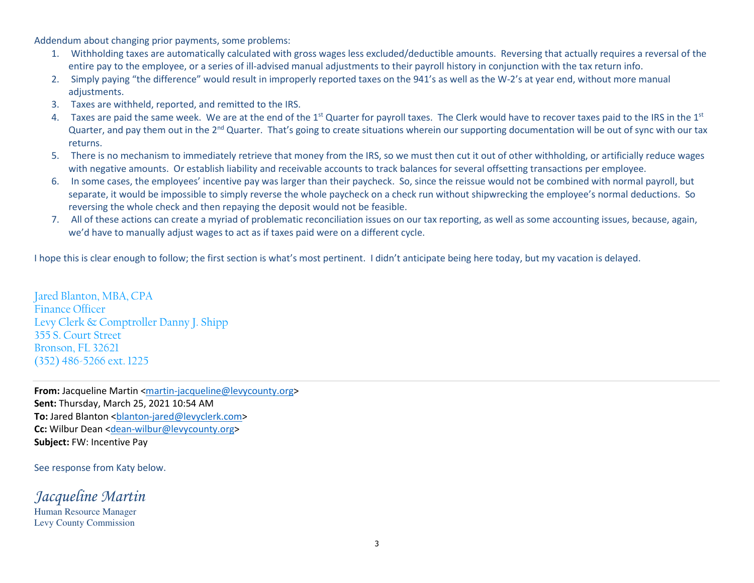Addendum about changing prior payments, some problems:

1. Withholding taxes are automatically calculated with gross wages less excluded/deductible amounts. Reversing that actually requires a reversal of the entire pay to the employee, or a series of ill-advised manual adjustments to their payroll history in conjunction with the tax return info.
2. Simply paying "the difference" would result in improperly reported taxes on the 941's as well as the W-2's at year end, without more manual adjustments.
3. Taxes are withheld, reported, and remitted to the IRS.
4. Taxes are paid the same week. We are at the end of the 1st Quarter for payroll taxes. The Clerk would have to recover taxes paid to the IRS in the 1st Quarter, and pay them out in the 2nd Quarter. That's going to create situations wherein our supporting documentation will be out of sync with our tax returns.
5. There is no mechanism to immediately retrieve that money from the IRS, so we must then cut it out of other withholding, or artificially reduce wages with negative amounts. Or establish liability and receivable accounts to track balances for several offsetting transactions per employee.
6. In some cases, the employees' incentive pay was larger than their paycheck. So, since the reissue would not be combined with normal payroll, but separate, it would be impossible to simply reverse the whole paycheck on a check run without shipwrecking the employee's normal deductions. So reversing the whole check and then repaying the deposit would not be feasible.
7. All of these actions can create a myriad of problematic reconciliation issues on our tax reporting, as well as some accounting issues, because, again, we'd have to manually adjust wages to act as if taxes paid were on a different cycle.

I hope this is clear enough to follow; the first section is what's most pertinent. I didn't anticipate being here today, but my vacation is delayed.

Jared Blanton, MBA, CPA
Finance Officer
Levy Clerk & Comptroller Danny J. Shipp
355 S. Court Street
Bronson, FL 32621
(352) 486-5266 ext. 1225

---

**From:** Jacqueline Martin <martin-jacqueline@levycounty.org>
**Sent:** Thursday, March 25, 2021 10:54 AM
**To:** Jared Blanton <blanton-jared@levyclerk.com>
**Cc:** Wilbur Dean <dean-wilbur@levycounty.org>
**Subject:** FW: Incentive Pay

See response from Katy below.

*Jacqueline Martin*
Human Resource Manager
Levy County Commission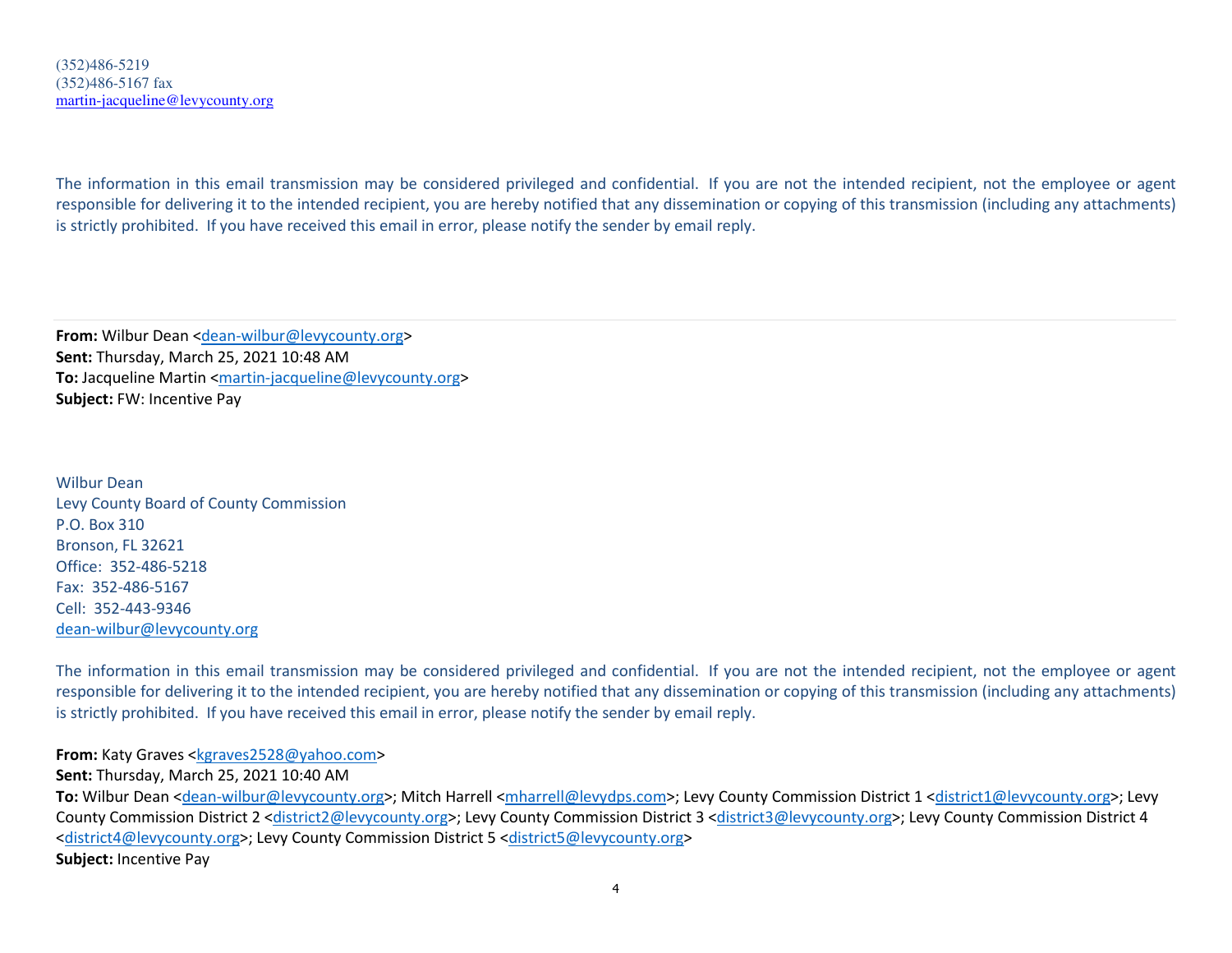(352)486-5219
(352)486-5167 fax
martin-jacqueline@levycounty.org

The information in this email transmission may be considered privileged and confidential. If you are not the intended recipient, not the employee or agent responsible for delivering it to the intended recipient, you are hereby notified that any dissemination or copying of this transmission (including any attachments) is strictly prohibited. If you have received this email in error, please notify the sender by email reply.

---

**From:** Wilbur Dean <dean-wilbur@levycounty.org>
**Sent:** Thursday, March 25, 2021 10:48 AM
**To:** Jacqueline Martin <martin-jacqueline@levycounty.org>
**Subject:** FW: Incentive Pay

Wilbur Dean
Levy County Board of County Commission
P.O. Box 310
Bronson, FL 32621
Office: 352-486-5218
Fax: 352-486-5167
Cell: 352-443-9346
dean-wilbur@levycounty.org

The information in this email transmission may be considered privileged and confidential. If you are not the intended recipient, not the employee or agent responsible for delivering it to the intended recipient, you are hereby notified that any dissemination or copying of this transmission (including any attachments) is strictly prohibited. If you have received this email in error, please notify the sender by email reply.

**From:** Katy Graves <kgraves2528@yahoo.com>
**Sent:** Thursday, March 25, 2021 10:40 AM
**To:** Wilbur Dean <dean-wilbur@levycounty.org>; Mitch Harrell <mharrell@levydps.com>; Levy County Commission District 1 <district1@levycounty.org>; Levy County Commission District 2 <district2@levycounty.org>; Levy County Commission District 3 <district3@levycounty.org>; Levy County Commission District 4 <district4@levycounty.org>; Levy County Commission District 5 <district5@levycounty.org>
**Subject:** Incentive Pay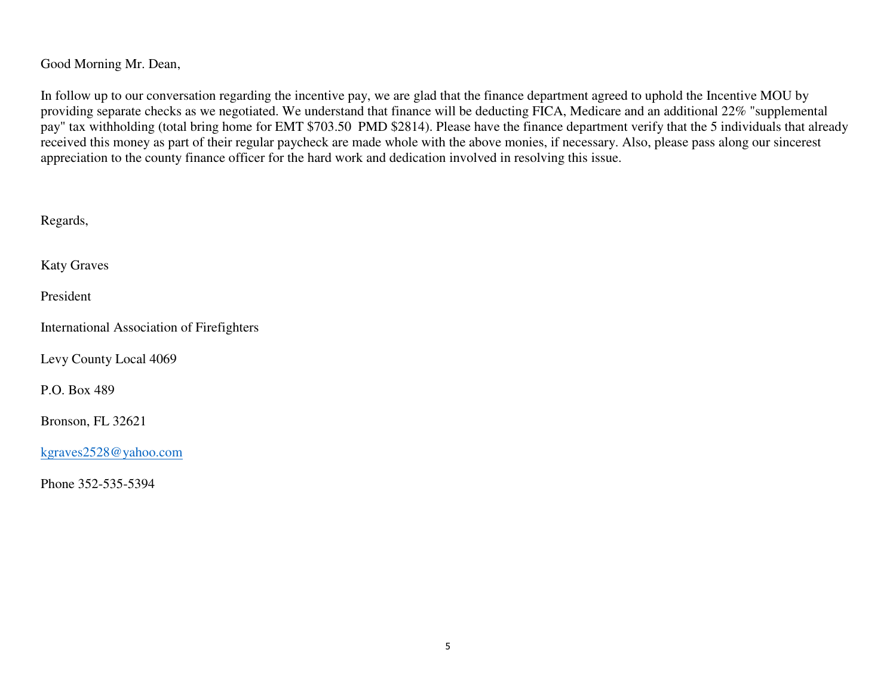Good Morning Mr. Dean,

In follow up to our conversation regarding the incentive pay, we are glad that the finance department agreed to uphold the Incentive MOU by providing separate checks as we negotiated. We understand that finance will be deducting FICA, Medicare and an additional 22% "supplemental pay" tax withholding (total bring home for EMT $703.50 PMD $2814). Please have the finance department verify that the 5 individuals that already received this money as part of their regular paycheck are made whole with the above monies, if necessary. Also, please pass along our sincerest appreciation to the county finance officer for the hard work and dedication involved in resolving this issue.

Regards,

Katy Graves

President

International Association of Firefighters

Levy County Local 4069

P.O. Box 489

Bronson, FL 32621

kgraves2528@yahoo.com

Phone 352-535-5394